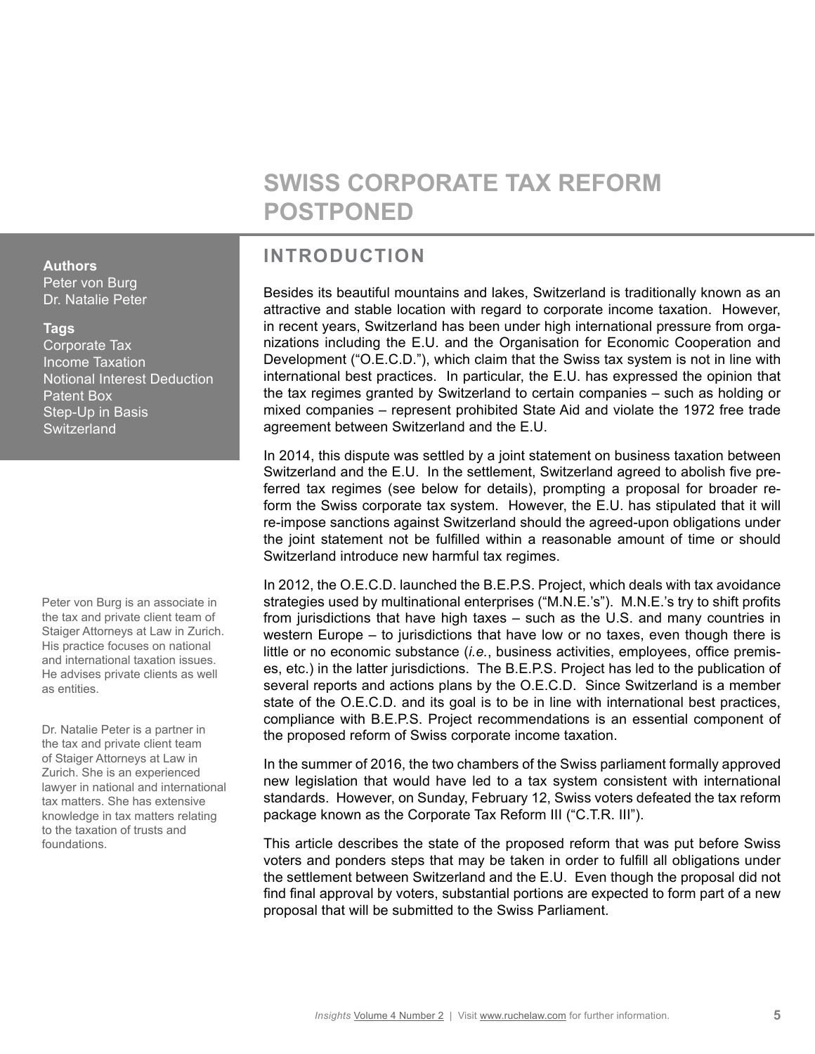# SWISS CORPORATE TAX REFORM POSTPONED

**Authors**
Peter von Burg
Dr. Natalie Peter

**Tags**
Corporate Tax
Income Taxation
Notional Interest Deduction
Patent Box
Step-Up in Basis
Switzerland

Peter von Burg is an associate in the tax and private client team of Staiger Attorneys at Law in Zurich. His practice focuses on national and international taxation issues. He advises private clients as well as entities.

Dr. Natalie Peter is a partner in the tax and private client team of Staiger Attorneys at Law in Zurich. She is an experienced lawyer in national and international tax matters. She has extensive knowledge in tax matters relating to the taxation of trusts and foundations.

## INTRODUCTION

Besides its beautiful mountains and lakes, Switzerland is traditionally known as an attractive and stable location with regard to corporate income taxation. However, in recent years, Switzerland has been under high international pressure from organizations including the E.U. and the Organisation for Economic Cooperation and Development ("O.E.C.D."), which claim that the Swiss tax system is not in line with international best practices. In particular, the E.U. has expressed the opinion that the tax regimes granted by Switzerland to certain companies – such as holding or mixed companies – represent prohibited State Aid and violate the 1972 free trade agreement between Switzerland and the E.U.

In 2014, this dispute was settled by a joint statement on business taxation between Switzerland and the E.U. In the settlement, Switzerland agreed to abolish five preferred tax regimes (see below for details), prompting a proposal for broader reform the Swiss corporate tax system. However, the E.U. has stipulated that it will re-impose sanctions against Switzerland should the agreed-upon obligations under the joint statement not be fulfilled within a reasonable amount of time or should Switzerland introduce new harmful tax regimes.

In 2012, the O.E.C.D. launched the B.E.P.S. Project, which deals with tax avoidance strategies used by multinational enterprises ("M.N.E.'s"). M.N.E.'s try to shift profits from jurisdictions that have high taxes – such as the U.S. and many countries in western Europe – to jurisdictions that have low or no taxes, even though there is little or no economic substance (*i.e.*, business activities, employees, office premises, etc.) in the latter jurisdictions. The B.E.P.S. Project has led to the publication of several reports and actions plans by the O.E.C.D. Since Switzerland is a member state of the O.E.C.D. and its goal is to be in line with international best practices, compliance with B.E.P.S. Project recommendations is an essential component of the proposed reform of Swiss corporate income taxation.

In the summer of 2016, the two chambers of the Swiss parliament formally approved new legislation that would have led to a tax system consistent with international standards. However, on Sunday, February 12, Swiss voters defeated the tax reform package known as the Corporate Tax Reform III ("C.T.R. III").

This article describes the state of the proposed reform that was put before Swiss voters and ponders steps that may be taken in order to fulfill all obligations under the settlement between Switzerland and the E.U. Even though the proposal did not find final approval by voters, substantial portions are expected to form part of a new proposal that will be submitted to the Swiss Parliament.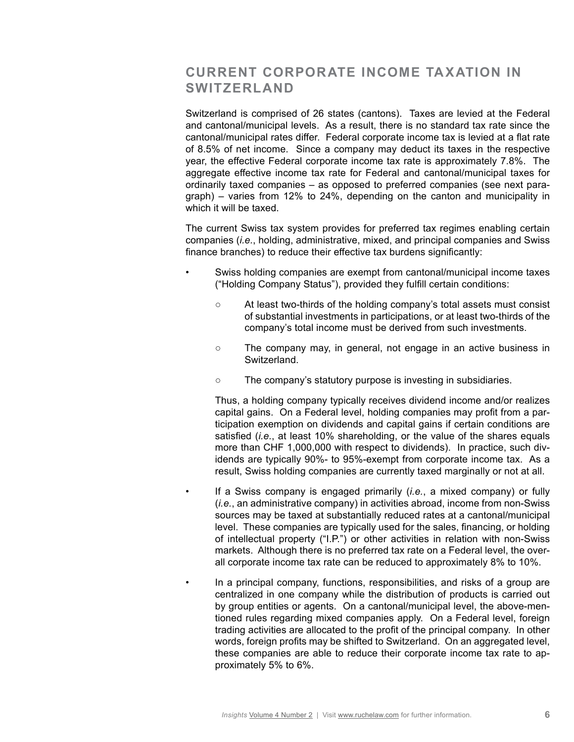## CURRENT CORPORATE INCOME TAXATION IN SWITZERLAND

Switzerland is comprised of 26 states (cantons). Taxes are levied at the Federal and cantonal/municipal levels. As a result, there is no standard tax rate since the cantonal/municipal rates differ. Federal corporate income tax is levied at a flat rate of 8.5% of net income. Since a company may deduct its taxes in the respective year, the effective Federal corporate income tax rate is approximately 7.8%. The aggregate effective income tax rate for Federal and cantonal/municipal taxes for ordinarily taxed companies – as opposed to preferred companies (see next paragraph) – varies from 12% to 24%, depending on the canton and municipality in which it will be taxed.

The current Swiss tax system provides for preferred tax regimes enabling certain companies (*i.e.*, holding, administrative, mixed, and principal companies and Swiss finance branches) to reduce their effective tax burdens significantly:

- Swiss holding companies are exempt from cantonal/municipal income taxes ("Holding Company Status"), provided they fulfill certain conditions:
  - At least two-thirds of the holding company's total assets must consist of substantial investments in participations, or at least two-thirds of the company's total income must be derived from such investments.
  - The company may, in general, not engage in an active business in Switzerland.
  - The company's statutory purpose is investing in subsidiaries.

  Thus, a holding company typically receives dividend income and/or realizes capital gains. On a Federal level, holding companies may profit from a participation exemption on dividends and capital gains if certain conditions are satisfied (*i.e.*, at least 10% shareholding, or the value of the shares equals more than CHF 1,000,000 with respect to dividends). In practice, such dividends are typically 90%- to 95%-exempt from corporate income tax. As a result, Swiss holding companies are currently taxed marginally or not at all.

- If a Swiss company is engaged primarily (*i.e.*, a mixed company) or fully (*i.e.*, an administrative company) in activities abroad, income from non-Swiss sources may be taxed at substantially reduced rates at a cantonal/municipal level. These companies are typically used for the sales, financing, or holding of intellectual property ("I.P.") or other activities in relation with non-Swiss markets. Although there is no preferred tax rate on a Federal level, the overall corporate income tax rate can be reduced to approximately 8% to 10%.

- In a principal company, functions, responsibilities, and risks of a group are centralized in one company while the distribution of products is carried out by group entities or agents. On a cantonal/municipal level, the above-mentioned rules regarding mixed companies apply. On a Federal level, foreign trading activities are allocated to the profit of the principal company. In other words, foreign profits may be shifted to Switzerland. On an aggregated level, these companies are able to reduce their corporate income tax rate to approximately 5% to 6%.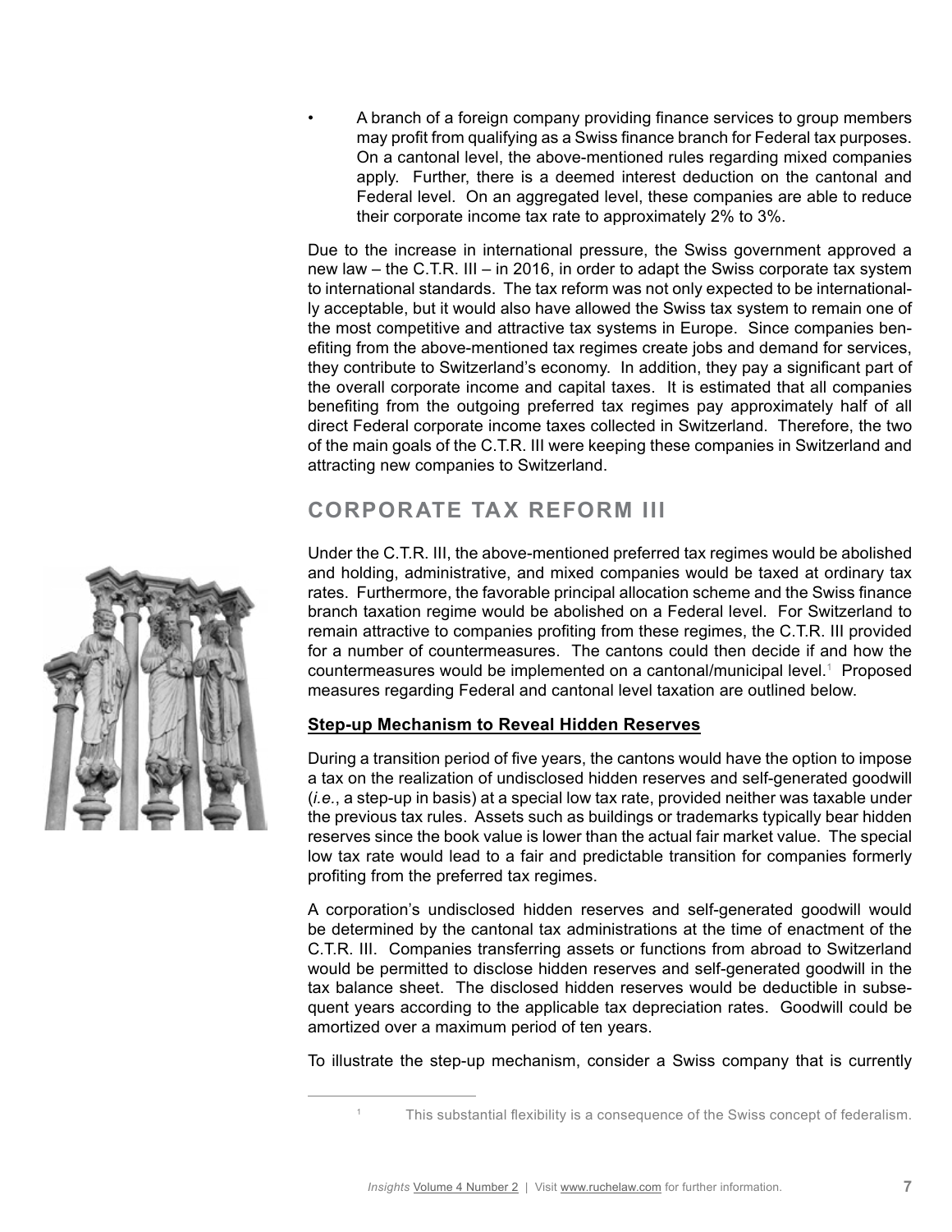- A branch of a foreign company providing finance services to group members may profit from qualifying as a Swiss finance branch for Federal tax purposes. On a cantonal level, the above-mentioned rules regarding mixed companies apply. Further, there is a deemed interest deduction on the cantonal and Federal level. On an aggregated level, these companies are able to reduce their corporate income tax rate to approximately 2% to 3%.

Due to the increase in international pressure, the Swiss government approved a new law – the C.T.R. III – in 2016, in order to adapt the Swiss corporate tax system to international standards. The tax reform was not only expected to be internationally acceptable, but it would also have allowed the Swiss tax system to remain one of the most competitive and attractive tax systems in Europe. Since companies benefiting from the above-mentioned tax regimes create jobs and demand for services, they contribute to Switzerland's economy. In addition, they pay a significant part of the overall corporate income and capital taxes. It is estimated that all companies benefiting from the outgoing preferred tax regimes pay approximately half of all direct Federal corporate income taxes collected in Switzerland. Therefore, the two of the main goals of the C.T.R. III were keeping these companies in Switzerland and attracting new companies to Switzerland.

## CORPORATE TAX REFORM III

Under the C.T.R. III, the above-mentioned preferred tax regimes would be abolished and holding, administrative, and mixed companies would be taxed at ordinary tax rates. Furthermore, the favorable principal allocation scheme and the Swiss finance branch taxation regime would be abolished on a Federal level. For Switzerland to remain attractive to companies profiting from these regimes, the C.T.R. III provided for a number of countermeasures. The cantons could then decide if and how the countermeasures would be implemented on a cantonal/municipal level.[1] Proposed measures regarding Federal and cantonal level taxation are outlined below.

### Step-up Mechanism to Reveal Hidden Reserves

During a transition period of five years, the cantons would have the option to impose a tax on the realization of undisclosed hidden reserves and self-generated goodwill (*i.e.*, a step-up in basis) at a special low tax rate, provided neither was taxable under the previous tax rules. Assets such as buildings or trademarks typically bear hidden reserves since the book value is lower than the actual fair market value. The special low tax rate would lead to a fair and predictable transition for companies formerly profiting from the preferred tax regimes.

A corporation's undisclosed hidden reserves and self-generated goodwill would be determined by the cantonal tax administrations at the time of enactment of the C.T.R. III. Companies transferring assets or functions from abroad to Switzerland would be permitted to disclose hidden reserves and self-generated goodwill in the tax balance sheet. The disclosed hidden reserves would be deductible in subsequent years according to the applicable tax depreciation rates. Goodwill could be amortized over a maximum period of ten years.

To illustrate the step-up mechanism, consider a Swiss company that is currently

[1] This substantial flexibility is a consequence of the Swiss concept of federalism.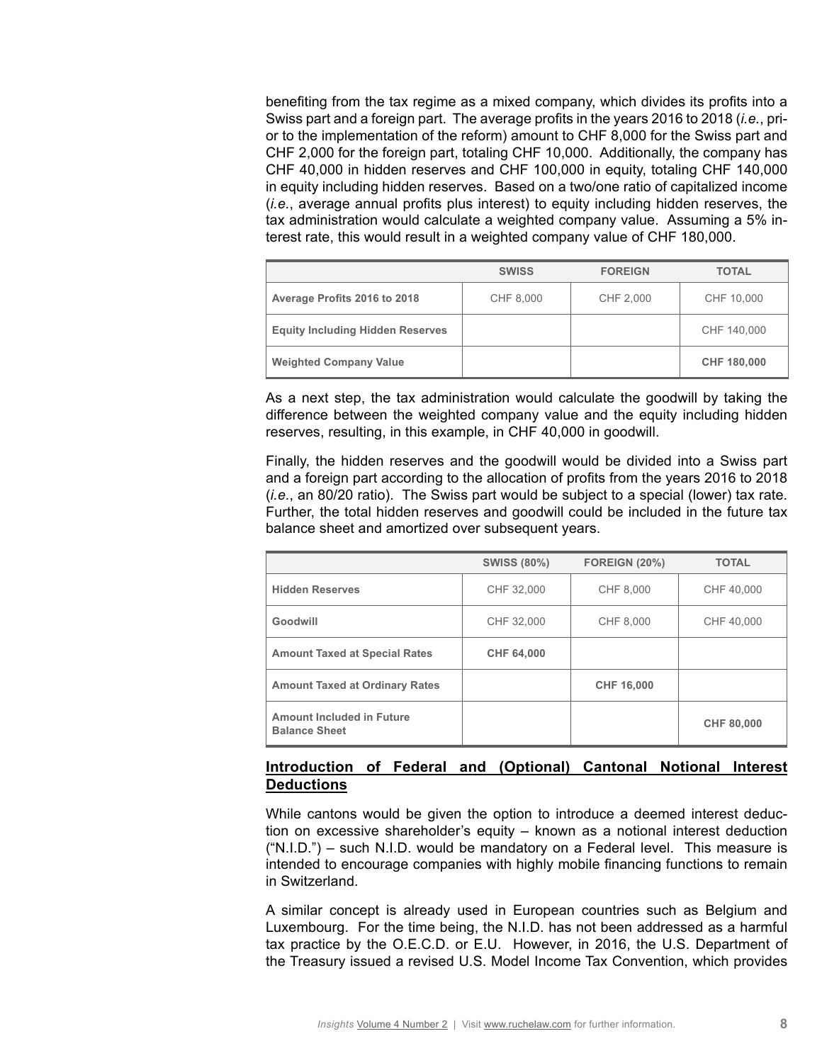benefiting from the tax regime as a mixed company, which divides its profits into a Swiss part and a foreign part. The average profits in the years 2016 to 2018 (*i.e.*, prior to the implementation of the reform) amount to CHF 8,000 for the Swiss part and CHF 2,000 for the foreign part, totaling CHF 10,000. Additionally, the company has CHF 40,000 in hidden reserves and CHF 100,000 in equity, totaling CHF 140,000 in equity including hidden reserves. Based on a two/one ratio of capitalized income (*i.e.*, average annual profits plus interest) to equity including hidden reserves, the tax administration would calculate a weighted company value. Assuming a 5% interest rate, this would result in a weighted company value of CHF 180,000.

| | SWISS | FOREIGN | TOTAL |
|---|---|---|---|
| **Average Profits 2016 to 2018** | CHF 8,000 | CHF 2,000 | CHF 10,000 |
| **Equity Including Hidden Reserves** | | | CHF 140,000 |
| **Weighted Company Value** | | | **CHF 180,000** |

As a next step, the tax administration would calculate the goodwill by taking the difference between the weighted company value and the equity including hidden reserves, resulting, in this example, in CHF 40,000 in goodwill.

Finally, the hidden reserves and the goodwill would be divided into a Swiss part and a foreign part according to the allocation of profits from the years 2016 to 2018 (*i.e.*, an 80/20 ratio). The Swiss part would be subject to a special (lower) tax rate. Further, the total hidden reserves and goodwill could be included in the future tax balance sheet and amortized over subsequent years.

| | SWISS (80%) | FOREIGN (20%) | TOTAL |
|---|---|---|---|
| **Hidden Reserves** | CHF 32,000 | CHF 8,000 | CHF 40,000 |
| **Goodwill** | CHF 32,000 | CHF 8,000 | CHF 40,000 |
| **Amount Taxed at Special Rates** | **CHF 64,000** | | |
| **Amount Taxed at Ordinary Rates** | | **CHF 16,000** | |
| **Amount Included in Future Balance Sheet** | | | **CHF 80,000** |

### Introduction of Federal and (Optional) Cantonal Notional Interest Deductions

While cantons would be given the option to introduce a deemed interest deduction on excessive shareholder's equity – known as a notional interest deduction ("N.I.D.") – such N.I.D. would be mandatory on a Federal level. This measure is intended to encourage companies with highly mobile financing functions to remain in Switzerland.

A similar concept is already used in European countries such as Belgium and Luxembourg. For the time being, the N.I.D. has not been addressed as a harmful tax practice by the O.E.C.D. or E.U. However, in 2016, the U.S. Department of the Treasury issued a revised U.S. Model Income Tax Convention, which provides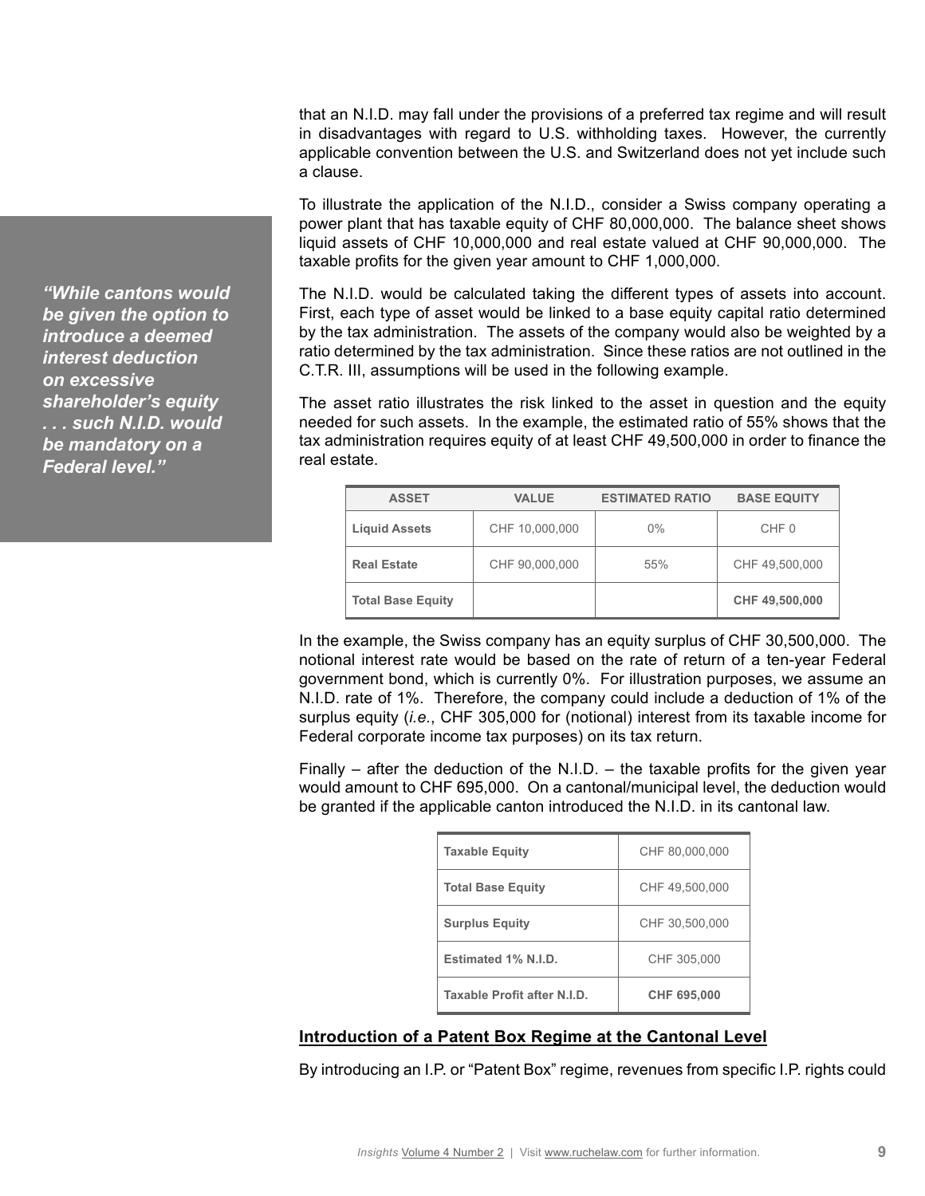that an N.I.D. may fall under the provisions of a preferred tax regime and will result in disadvantages with regard to U.S. withholding taxes. However, the currently applicable convention between the U.S. and Switzerland does not yet include such a clause.

*"While cantons would be given the option to introduce a deemed interest deduction on excessive shareholder's equity . . . such N.I.D. would be mandatory on a Federal level."*

To illustrate the application of the N.I.D., consider a Swiss company operating a power plant that has taxable equity of CHF 80,000,000. The balance sheet shows liquid assets of CHF 10,000,000 and real estate valued at CHF 90,000,000. The taxable profits for the given year amount to CHF 1,000,000.

The N.I.D. would be calculated taking the different types of assets into account. First, each type of asset would be linked to a base equity capital ratio determined by the tax administration. The assets of the company would also be weighted by a ratio determined by the tax administration. Since these ratios are not outlined in the C.T.R. III, assumptions will be used in the following example.

The asset ratio illustrates the risk linked to the asset in question and the equity needed for such assets. In the example, the estimated ratio of 55% shows that the tax administration requires equity of at least CHF 49,500,000 in order to finance the real estate.

| ASSET | VALUE | ESTIMATED RATIO | BASE EQUITY |
|---|---|---|---|
| **Liquid Assets** | CHF 10,000,000 | 0% | CHF 0 |
| **Real Estate** | CHF 90,000,000 | 55% | CHF 49,500,000 |
| **Total Base Equity** | | | **CHF 49,500,000** |

In the example, the Swiss company has an equity surplus of CHF 30,500,000. The notional interest rate would be based on the rate of return of a ten-year Federal government bond, which is currently 0%. For illustration purposes, we assume an N.I.D. rate of 1%. Therefore, the company could include a deduction of 1% of the surplus equity (*i.e.*, CHF 305,000 for (notional) interest from its taxable income for Federal corporate income tax purposes) on its tax return.

Finally – after the deduction of the N.I.D. – the taxable profits for the given year would amount to CHF 695,000. On a cantonal/municipal level, the deduction would be granted if the applicable canton introduced the N.I.D. in its cantonal law.

| | |
|---|---|
| **Taxable Equity** | CHF 80,000,000 |
| **Total Base Equity** | CHF 49,500,000 |
| **Surplus Equity** | CHF 30,500,000 |
| **Estimated 1% N.I.D.** | CHF 305,000 |
| **Taxable Profit after N.I.D.** | **CHF 695,000** |

### Introduction of a Patent Box Regime at the Cantonal Level

By introducing an I.P. or "Patent Box" regime, revenues from specific I.P. rights could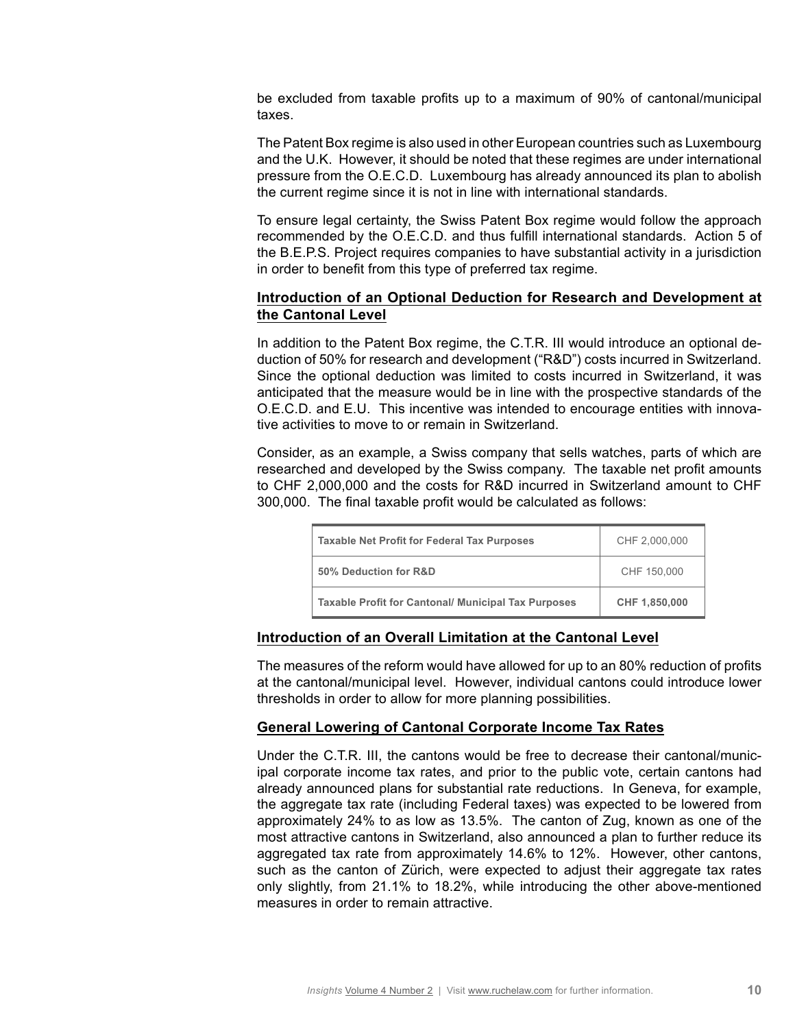be excluded from taxable profits up to a maximum of 90% of cantonal/municipal taxes.

The Patent Box regime is also used in other European countries such as Luxembourg and the U.K. However, it should be noted that these regimes are under international pressure from the O.E.C.D. Luxembourg has already announced its plan to abolish the current regime since it is not in line with international standards.

To ensure legal certainty, the Swiss Patent Box regime would follow the approach recommended by the O.E.C.D. and thus fulfill international standards. Action 5 of the B.E.P.S. Project requires companies to have substantial activity in a jurisdiction in order to benefit from this type of preferred tax regime.

## Introduction of an Optional Deduction for Research and Development at the Cantonal Level

In addition to the Patent Box regime, the C.T.R. III would introduce an optional deduction of 50% for research and development ("R&D") costs incurred in Switzerland. Since the optional deduction was limited to costs incurred in Switzerland, it was anticipated that the measure would be in line with the prospective standards of the O.E.C.D. and E.U. This incentive was intended to encourage entities with innovative activities to move to or remain in Switzerland.

Consider, as an example, a Swiss company that sells watches, parts of which are researched and developed by the Swiss company. The taxable net profit amounts to CHF 2,000,000 and the costs for R&D incurred in Switzerland amount to CHF 300,000. The final taxable profit would be calculated as follows:

| | |
|---|---|
| **Taxable Net Profit for Federal Tax Purposes** | CHF 2,000,000 |
| **50% Deduction for R&D** | CHF 150,000 |
| **Taxable Profit for Cantonal/ Municipal Tax Purposes** | **CHF 1,850,000** |

## Introduction of an Overall Limitation at the Cantonal Level

The measures of the reform would have allowed for up to an 80% reduction of profits at the cantonal/municipal level. However, individual cantons could introduce lower thresholds in order to allow for more planning possibilities.

## General Lowering of Cantonal Corporate Income Tax Rates

Under the C.T.R. III, the cantons would be free to decrease their cantonal/municipal corporate income tax rates, and prior to the public vote, certain cantons had already announced plans for substantial rate reductions. In Geneva, for example, the aggregate tax rate (including Federal taxes) was expected to be lowered from approximately 24% to as low as 13.5%. The canton of Zug, known as one of the most attractive cantons in Switzerland, also announced a plan to further reduce its aggregated tax rate from approximately 14.6% to 12%. However, other cantons, such as the canton of Zürich, were expected to adjust their aggregate tax rates only slightly, from 21.1% to 18.2%, while introducing the other above-mentioned measures in order to remain attractive.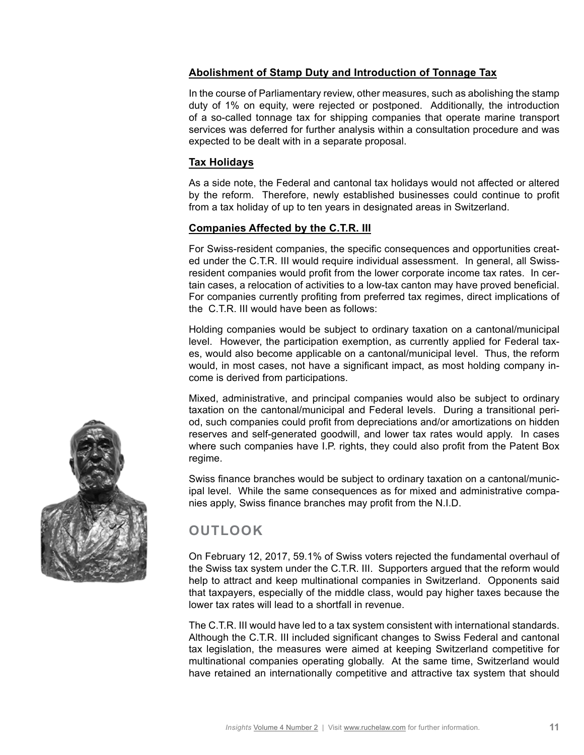#### Abolishment of Stamp Duty and Introduction of Tonnage Tax

In the course of Parliamentary review, other measures, such as abolishing the stamp duty of 1% on equity, were rejected or postponed. Additionally, the introduction of a so-called tonnage tax for shipping companies that operate marine transport services was deferred for further analysis within a consultation procedure and was expected to be dealt with in a separate proposal.

#### Tax Holidays

As a side note, the Federal and cantonal tax holidays would not affected or altered by the reform. Therefore, newly established businesses could continue to profit from a tax holiday of up to ten years in designated areas in Switzerland.

#### Companies Affected by the C.T.R. III

For Swiss-resident companies, the specific consequences and opportunities created under the C.T.R. III would require individual assessment. In general, all Swiss-resident companies would profit from the lower corporate income tax rates. In certain cases, a relocation of activities to a low-tax canton may have proved beneficial. For companies currently profiting from preferred tax regimes, direct implications of the C.T.R. III would have been as follows:

Holding companies would be subject to ordinary taxation on a cantonal/municipal level. However, the participation exemption, as currently applied for Federal taxes, would also become applicable on a cantonal/municipal level. Thus, the reform would, in most cases, not have a significant impact, as most holding company income is derived from participations.

Mixed, administrative, and principal companies would also be subject to ordinary taxation on the cantonal/municipal and Federal levels. During a transitional period, such companies could profit from depreciations and/or amortizations on hidden reserves and self-generated goodwill, and lower tax rates would apply. In cases where such companies have I.P. rights, they could also profit from the Patent Box regime.

Swiss finance branches would be subject to ordinary taxation on a cantonal/municipal level. While the same consequences as for mixed and administrative companies apply, Swiss finance branches may profit from the N.I.D.

## OUTLOOK

On February 12, 2017, 59.1% of Swiss voters rejected the fundamental overhaul of the Swiss tax system under the C.T.R. III. Supporters argued that the reform would help to attract and keep multinational companies in Switzerland. Opponents said that taxpayers, especially of the middle class, would pay higher taxes because the lower tax rates will lead to a shortfall in revenue.

The C.T.R. III would have led to a tax system consistent with international standards. Although the C.T.R. III included significant changes to Swiss Federal and cantonal tax legislation, the measures were aimed at keeping Switzerland competitive for multinational companies operating globally. At the same time, Switzerland would have retained an internationally competitive and attractive tax system that should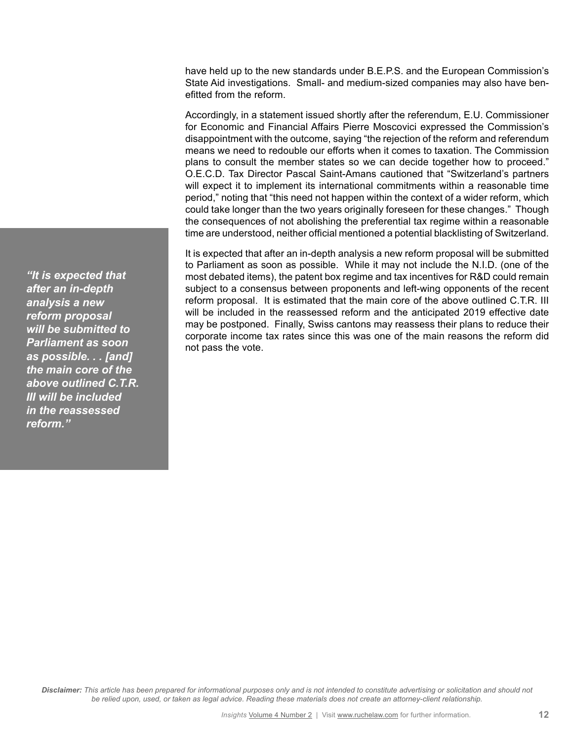have held up to the new standards under B.E.P.S. and the European Commission's State Aid investigations. Small- and medium-sized companies may also have benefitted from the reform.

Accordingly, in a statement issued shortly after the referendum, E.U. Commissioner for Economic and Financial Affairs Pierre Moscovici expressed the Commission's disappointment with the outcome, saying "the rejection of the reform and referendum means we need to redouble our efforts when it comes to taxation. The Commission plans to consult the member states so we can decide together how to proceed." O.E.C.D. Tax Director Pascal Saint-Amans cautioned that "Switzerland's partners will expect it to implement its international commitments within a reasonable time period," noting that "this need not happen within the context of a wider reform, which could take longer than the two years originally foreseen for these changes." Though the consequences of not abolishing the preferential tax regime within a reasonable time are understood, neither official mentioned a potential blacklisting of Switzerland.

*"It is expected that after an in-depth analysis a new reform proposal will be submitted to Parliament as soon as possible. . . [and] the main core of the above outlined C.T.R. III will be included in the reassessed reform."*

It is expected that after an in-depth analysis a new reform proposal will be submitted to Parliament as soon as possible. While it may not include the N.I.D. (one of the most debated items), the patent box regime and tax incentives for R&D could remain subject to a consensus between proponents and left-wing opponents of the recent reform proposal. It is estimated that the main core of the above outlined C.T.R. III will be included in the reassessed reform and the anticipated 2019 effective date may be postponed. Finally, Swiss cantons may reassess their plans to reduce their corporate income tax rates since this was one of the main reasons the reform did not pass the vote.

***Disclaimer:*** *This article has been prepared for informational purposes only and is not intended to constitute advertising or solicitation and should not be relied upon, used, or taken as legal advice. Reading these materials does not create an attorney-client relationship.*